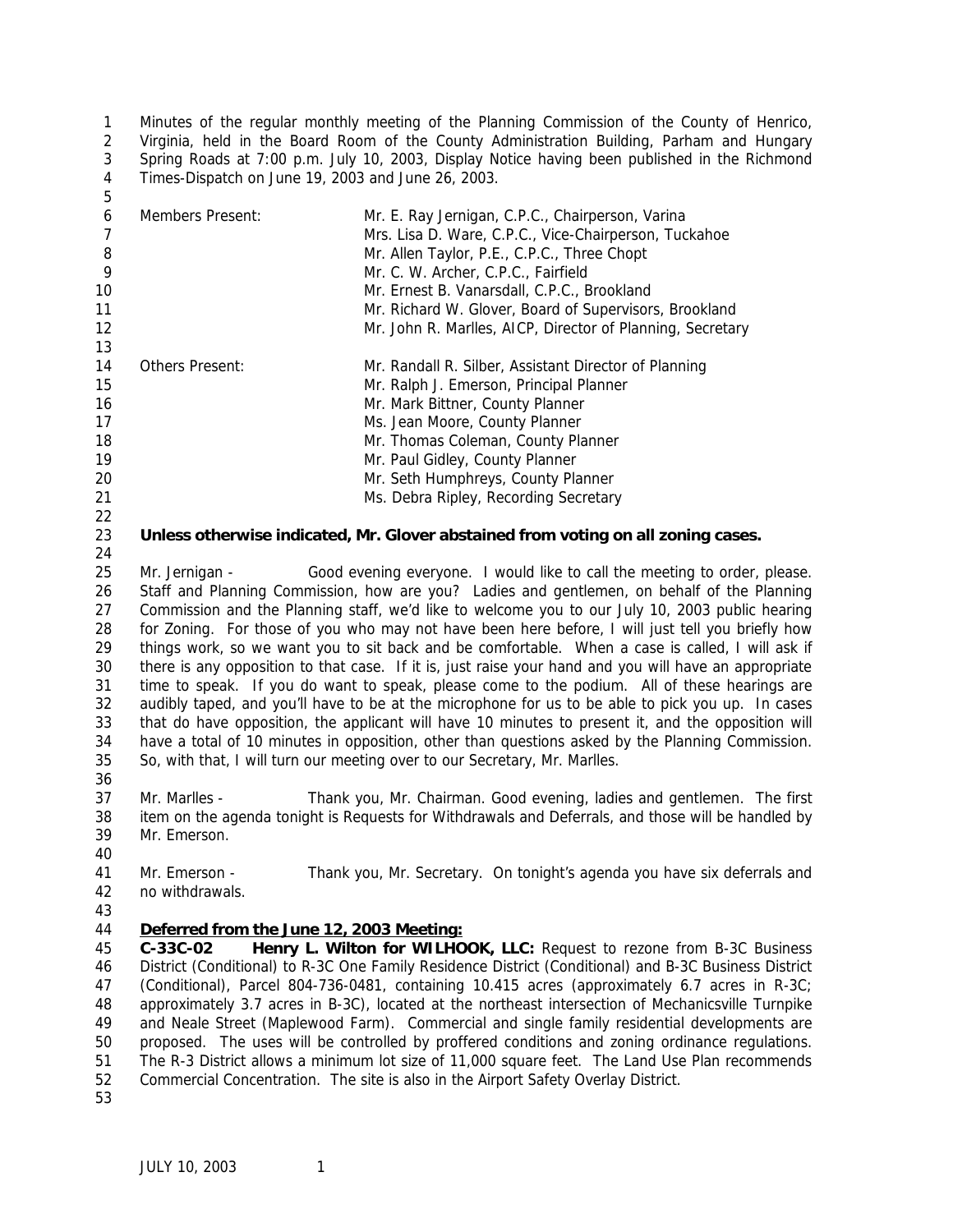Minutes of the regular monthly meeting of the Planning Commission of the County of Henrico, Virginia, held in the Board Room of the County Administration Building, Parham and Hungary Spring Roads at 7:00 p.m. July 10, 2003, Display Notice having been published in the Richmond Times-Dispatch on June 19, 2003 and June 26, 2003.

| | |
|---|---|
| Members Present: | Mr. E. Ray Jernigan, C.P.C., Chairperson, Varina |
| | Mrs. Lisa D. Ware, C.P.C., Vice-Chairperson, Tuckahoe |
| | Mr. Allen Taylor, P.E., C.P.C., Three Chopt |
| | Mr. C. W. Archer, C.P.C., Fairfield |
| | Mr. Ernest B. Vanarsdall, C.P.C., Brookland |
| | Mr. Richard W. Glover, Board of Supervisors, Brookland |
| | Mr. John R. Marlles, AICP, Director of Planning, Secretary |
| Others Present: | Mr. Randall R. Silber, Assistant Director of Planning |
| | Mr. Ralph J. Emerson, Principal Planner |
| | Mr. Mark Bittner, County Planner |
| | Ms. Jean Moore, County Planner |
| | Mr. Thomas Coleman, County Planner |
| | Mr. Paul Gidley, County Planner |
| | Mr. Seth Humphreys, County Planner |
| | Ms. Debra Ripley, Recording Secretary |

**Unless otherwise indicated, Mr. Glover abstained from voting on all zoning cases.**

Mr. Jernigan - Good evening everyone. I would like to call the meeting to order, please. Staff and Planning Commission, how are you? Ladies and gentlemen, on behalf of the Planning Commission and the Planning staff, we'd like to welcome you to our July 10, 2003 public hearing for Zoning. For those of you who may not have been here before, I will just tell you briefly how things work, so we want you to sit back and be comfortable. When a case is called, I will ask if there is any opposition to that case. If it is, just raise your hand and you will have an appropriate time to speak. If you do want to speak, please come to the podium. All of these hearings are audibly taped, and you'll have to be at the microphone for us to be able to pick you up. In cases that do have opposition, the applicant will have 10 minutes to present it, and the opposition will have a total of 10 minutes in opposition, other than questions asked by the Planning Commission. So, with that, I will turn our meeting over to our Secretary, Mr. Marlles.

Mr. Marlles - Thank you, Mr. Chairman. Good evening, ladies and gentlemen. The first item on the agenda tonight is Requests for Withdrawals and Deferrals, and those will be handled by Mr. Emerson.

Mr. Emerson - Thank you, Mr. Secretary. On tonight's agenda you have six deferrals and no withdrawals.

**Deferred from the June 12, 2003 Meeting:**

**C-33C-02 Henry L. Wilton for WILHOOK, LLC:** Request to rezone from B-3C Business District (Conditional) to R-3C One Family Residence District (Conditional) and B-3C Business District (Conditional), Parcel 804-736-0481, containing 10.415 acres (approximately 6.7 acres in R-3C; approximately 3.7 acres in B-3C), located at the northeast intersection of Mechanicsville Turnpike and Neale Street (Maplewood Farm). Commercial and single family residential developments are proposed. The uses will be controlled by proffered conditions and zoning ordinance regulations. The R-3 District allows a minimum lot size of 11,000 square feet. The Land Use Plan recommends Commercial Concentration. The site is also in the Airport Safety Overlay District.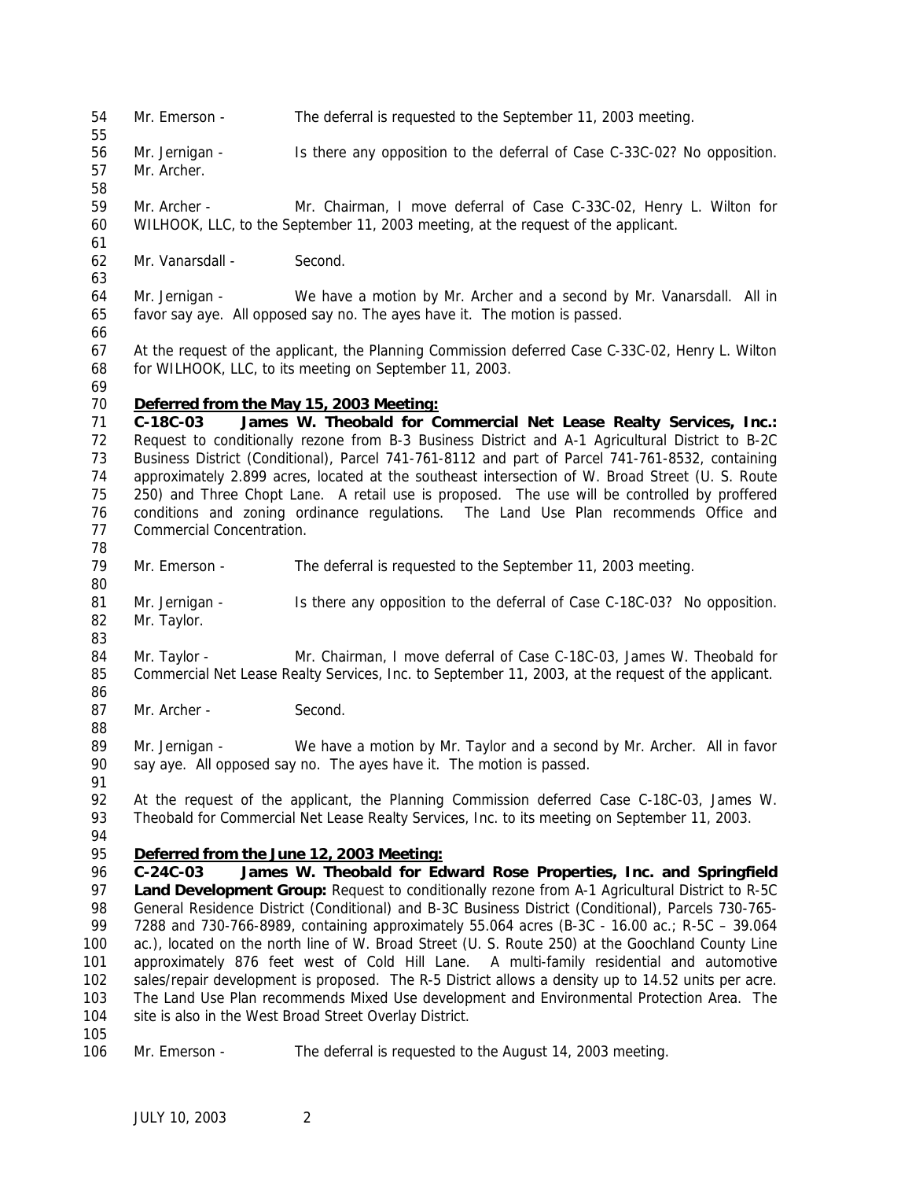Mr. Emerson - The deferral is requested to the September 11, 2003 meeting.

Mr. Jernigan - Is there any opposition to the deferral of Case C-33C-02? No opposition. Mr. Archer.

Mr. Archer - Mr. Chairman, I move deferral of Case C-33C-02, Henry L. Wilton for WILHOOK, LLC, to the September 11, 2003 meeting, at the request of the applicant.

Mr. Vanarsdall - Second.

Mr. Jernigan - We have a motion by Mr. Archer and a second by Mr. Vanarsdall. All in favor say aye. All opposed say no. The ayes have it. The motion is passed.

At the request of the applicant, the Planning Commission deferred Case C-33C-02, Henry L. Wilton for WILHOOK, LLC, to its meeting on September 11, 2003.

**Deferred from the May 15, 2003 Meeting:**

**C-18C-03 James W. Theobald for Commercial Net Lease Realty Services, Inc.:** Request to conditionally rezone from B-3 Business District and A-1 Agricultural District to B-2C Business District (Conditional), Parcel 741-761-8112 and part of Parcel 741-761-8532, containing approximately 2.899 acres, located at the southeast intersection of W. Broad Street (U. S. Route 250) and Three Chopt Lane. A retail use is proposed. The use will be controlled by proffered conditions and zoning ordinance regulations. The Land Use Plan recommends Office and Commercial Concentration.

Mr. Emerson - The deferral is requested to the September 11, 2003 meeting.

Mr. Jernigan - Is there any opposition to the deferral of Case C-18C-03? No opposition. Mr. Taylor.

Mr. Taylor - Mr. Chairman, I move deferral of Case C-18C-03, James W. Theobald for Commercial Net Lease Realty Services, Inc. to September 11, 2003, at the request of the applicant.

Mr. Archer - Second.

Mr. Jernigan - We have a motion by Mr. Taylor and a second by Mr. Archer. All in favor say aye. All opposed say no. The ayes have it. The motion is passed.

At the request of the applicant, the Planning Commission deferred Case C-18C-03, James W. Theobald for Commercial Net Lease Realty Services, Inc. to its meeting on September 11, 2003.

**Deferred from the June 12, 2003 Meeting:**

**C-24C-03 James W. Theobald for Edward Rose Properties, Inc. and Springfield Land Development Group:** Request to conditionally rezone from A-1 Agricultural District to R-5C General Residence District (Conditional) and B-3C Business District (Conditional), Parcels 730-765-7288 and 730-766-8989, containing approximately 55.064 acres (B-3C - 16.00 ac.; R-5C – 39.064 ac.), located on the north line of W. Broad Street (U. S. Route 250) at the Goochland County Line approximately 876 feet west of Cold Hill Lane. A multi-family residential and automotive sales/repair development is proposed. The R-5 District allows a density up to 14.52 units per acre. The Land Use Plan recommends Mixed Use development and Environmental Protection Area. The site is also in the West Broad Street Overlay District.

Mr. Emerson - The deferral is requested to the August 14, 2003 meeting.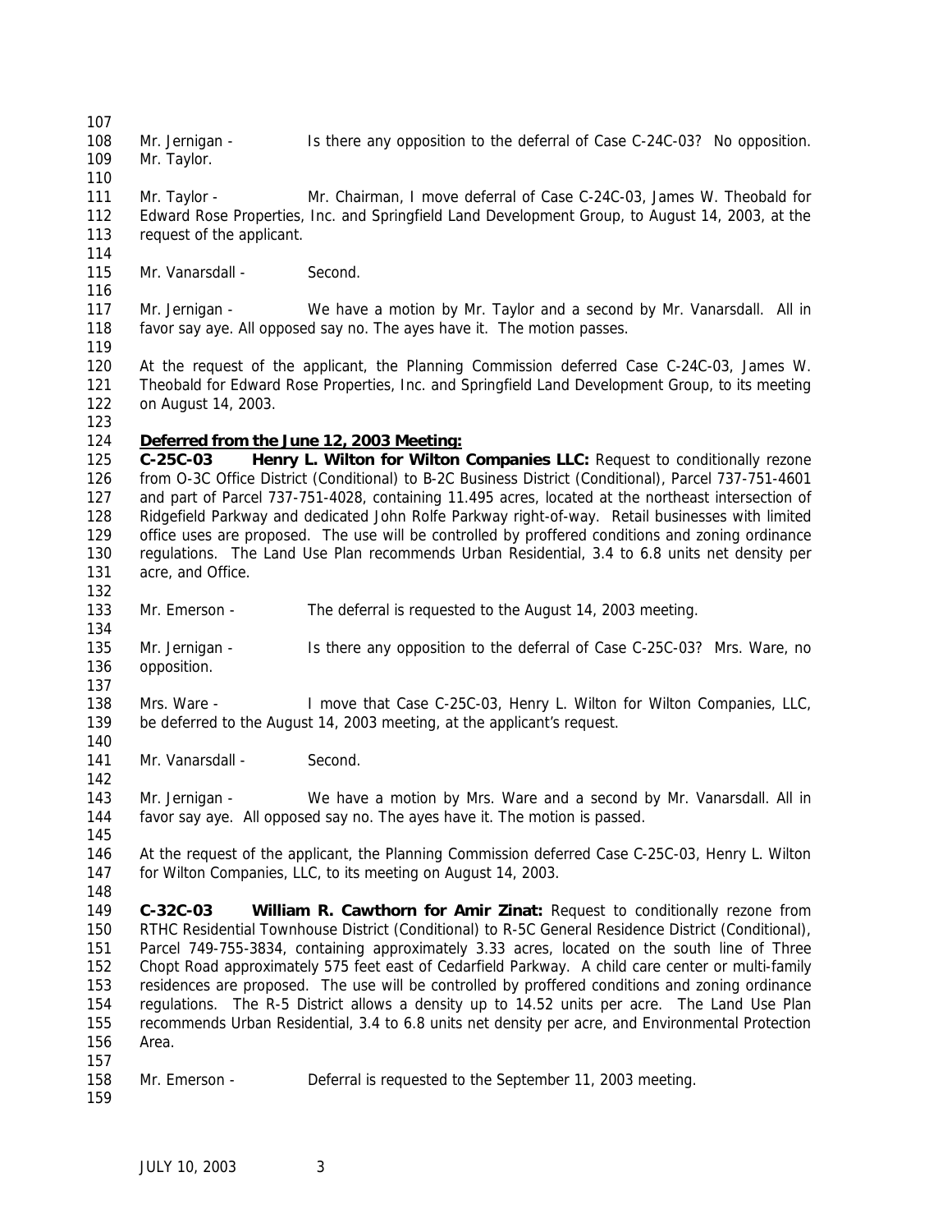Mr. Jernigan - Is there any opposition to the deferral of Case C-24C-03? No opposition. Mr. Taylor.

Mr. Taylor - Mr. Chairman, I move deferral of Case C-24C-03, James W. Theobald for Edward Rose Properties, Inc. and Springfield Land Development Group, to August 14, 2003, at the request of the applicant.

Mr. Vanarsdall - Second.

Mr. Jernigan - We have a motion by Mr. Taylor and a second by Mr. Vanarsdall. All in favor say aye. All opposed say no. The ayes have it. The motion passes.

At the request of the applicant, the Planning Commission deferred Case C-24C-03, James W. Theobald for Edward Rose Properties, Inc. and Springfield Land Development Group, to its meeting on August 14, 2003.

**Deferred from the June 12, 2003 Meeting:**

**C-25C-03 Henry L. Wilton for Wilton Companies LLC:** Request to conditionally rezone from O-3C Office District (Conditional) to B-2C Business District (Conditional), Parcel 737-751-4601 and part of Parcel 737-751-4028, containing 11.495 acres, located at the northeast intersection of Ridgefield Parkway and dedicated John Rolfe Parkway right-of-way. Retail businesses with limited office uses are proposed. The use will be controlled by proffered conditions and zoning ordinance regulations. The Land Use Plan recommends Urban Residential, 3.4 to 6.8 units net density per acre, and Office.

Mr. Emerson - The deferral is requested to the August 14, 2003 meeting.

Mr. Jernigan - Is there any opposition to the deferral of Case C-25C-03? Mrs. Ware, no opposition.

Mrs. Ware - I move that Case C-25C-03, Henry L. Wilton for Wilton Companies, LLC, be deferred to the August 14, 2003 meeting, at the applicant's request.

Mr. Vanarsdall - Second.

Mr. Jernigan - We have a motion by Mrs. Ware and a second by Mr. Vanarsdall. All in favor say aye. All opposed say no. The ayes have it. The motion is passed.

At the request of the applicant, the Planning Commission deferred Case C-25C-03, Henry L. Wilton for Wilton Companies, LLC, to its meeting on August 14, 2003.

**C-32C-03 William R. Cawthorn for Amir Zinat:** Request to conditionally rezone from RTHC Residential Townhouse District (Conditional) to R-5C General Residence District (Conditional), Parcel 749-755-3834, containing approximately 3.33 acres, located on the south line of Three Chopt Road approximately 575 feet east of Cedarfield Parkway. A child care center or multi-family residences are proposed. The use will be controlled by proffered conditions and zoning ordinance regulations. The R-5 District allows a density up to 14.52 units per acre. The Land Use Plan recommends Urban Residential, 3.4 to 6.8 units net density per acre, and Environmental Protection Area.

Mr. Emerson - Deferral is requested to the September 11, 2003 meeting.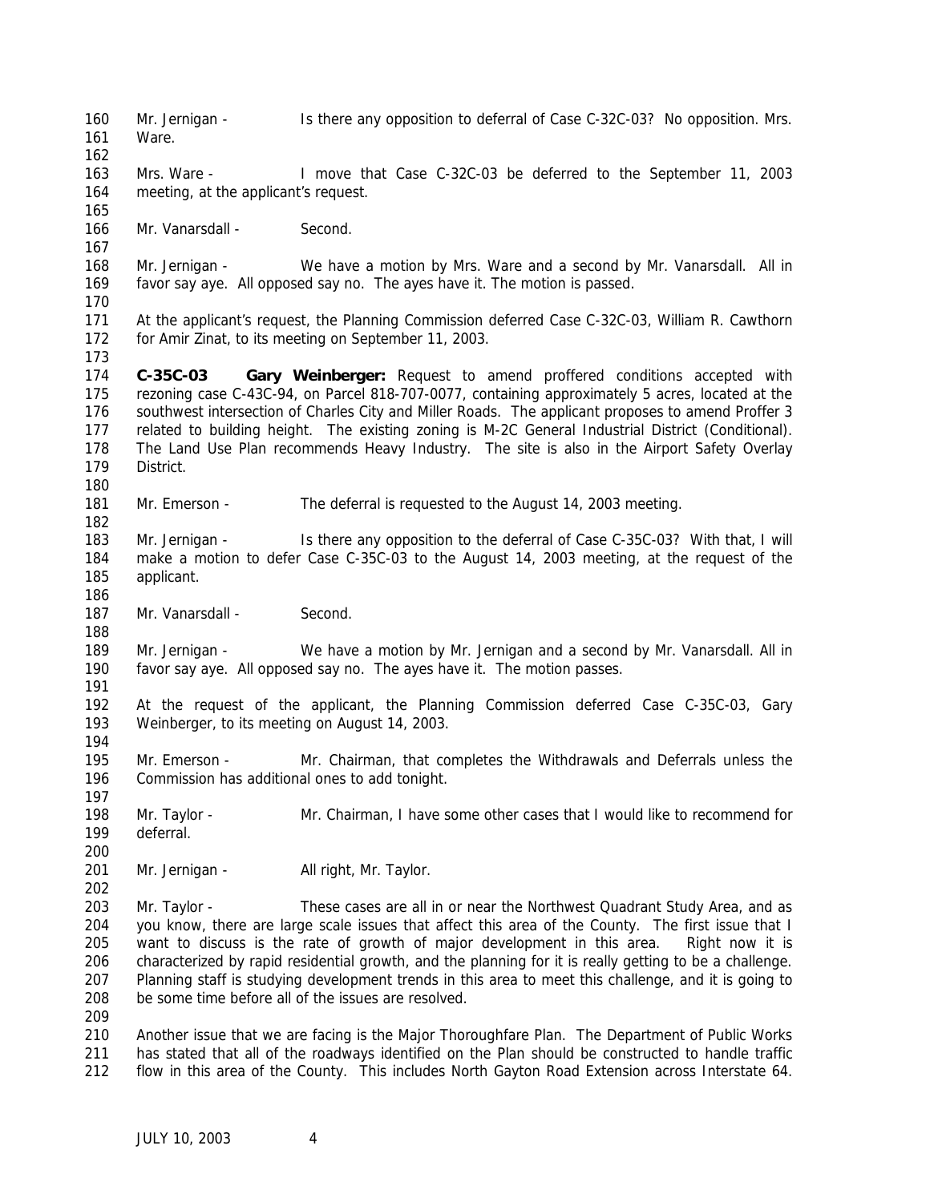Mr. Jernigan - Is there any opposition to deferral of Case C-32C-03? No opposition. Mrs. Ware.

Mrs. Ware - I move that Case C-32C-03 be deferred to the September 11, 2003 meeting, at the applicant's request.

Mr. Vanarsdall - Second.

Mr. Jernigan - We have a motion by Mrs. Ware and a second by Mr. Vanarsdall. All in favor say aye. All opposed say no. The ayes have it. The motion is passed.

At the applicant's request, the Planning Commission deferred Case C-32C-03, William R. Cawthorn for Amir Zinat, to its meeting on September 11, 2003.

**C-35C-03 Gary Weinberger:** Request to amend proffered conditions accepted with rezoning case C-43C-94, on Parcel 818-707-0077, containing approximately 5 acres, located at the southwest intersection of Charles City and Miller Roads. The applicant proposes to amend Proffer 3 related to building height. The existing zoning is M-2C General Industrial District (Conditional). The Land Use Plan recommends Heavy Industry. The site is also in the Airport Safety Overlay District.

Mr. Emerson - The deferral is requested to the August 14, 2003 meeting.

Mr. Jernigan - Is there any opposition to the deferral of Case C-35C-03? With that, I will make a motion to defer Case C-35C-03 to the August 14, 2003 meeting, at the request of the applicant.

Mr. Vanarsdall - Second.

Mr. Jernigan - We have a motion by Mr. Jernigan and a second by Mr. Vanarsdall. All in favor say aye. All opposed say no. The ayes have it. The motion passes.

At the request of the applicant, the Planning Commission deferred Case C-35C-03, Gary Weinberger, to its meeting on August 14, 2003.

Mr. Emerson - Mr. Chairman, that completes the Withdrawals and Deferrals unless the Commission has additional ones to add tonight.

Mr. Taylor - Mr. Chairman, I have some other cases that I would like to recommend for deferral.

Mr. Jernigan - All right, Mr. Taylor.

Mr. Taylor - These cases are all in or near the Northwest Quadrant Study Area, and as you know, there are large scale issues that affect this area of the County. The first issue that I want to discuss is the rate of growth of major development in this area. Right now it is characterized by rapid residential growth, and the planning for it is really getting to be a challenge. Planning staff is studying development trends in this area to meet this challenge, and it is going to be some time before all of the issues are resolved.

Another issue that we are facing is the Major Thoroughfare Plan. The Department of Public Works has stated that all of the roadways identified on the Plan should be constructed to handle traffic flow in this area of the County. This includes North Gayton Road Extension across Interstate 64.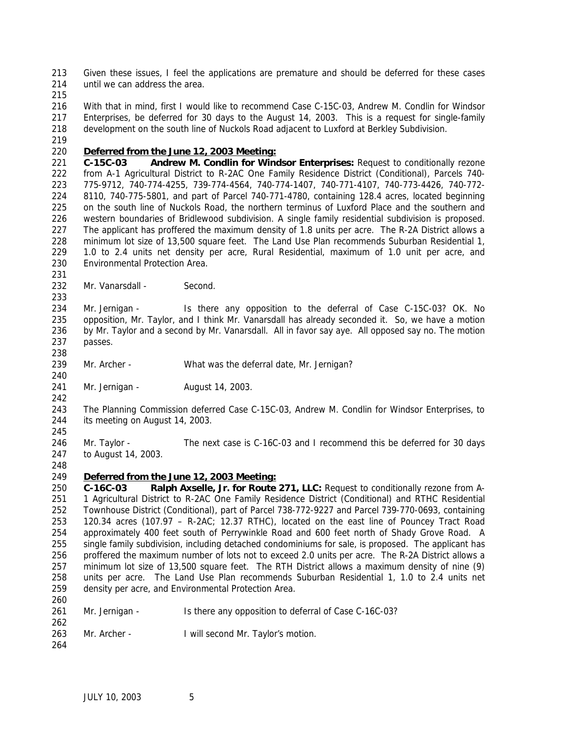Given these issues, I feel the applications are premature and should be deferred for these cases until we can address the area.

With that in mind, first I would like to recommend Case C-15C-03, Andrew M. Condlin for Windsor Enterprises, be deferred for 30 days to the August 14, 2003. This is a request for single-family development on the south line of Nuckols Road adjacent to Luxford at Berkley Subdivision.

**Deferred from the June 12, 2003 Meeting:**

**C-15C-03 Andrew M. Condlin for Windsor Enterprises:** Request to conditionally rezone from A-1 Agricultural District to R-2AC One Family Residence District (Conditional), Parcels 740-775-9712, 740-774-4255, 739-774-4564, 740-774-1407, 740-771-4107, 740-773-4426, 740-772-8110, 740-775-5801, and part of Parcel 740-771-4780, containing 128.4 acres, located beginning on the south line of Nuckols Road, the northern terminus of Luxford Place and the southern and western boundaries of Bridlewood subdivision. A single family residential subdivision is proposed. The applicant has proffered the maximum density of 1.8 units per acre. The R-2A District allows a minimum lot size of 13,500 square feet. The Land Use Plan recommends Suburban Residential 1, 1.0 to 2.4 units net density per acre, Rural Residential, maximum of 1.0 unit per acre, and Environmental Protection Area.

Mr. Vanarsdall - Second.

Mr. Jernigan - Is there any opposition to the deferral of Case C-15C-03? OK. No opposition, Mr. Taylor, and I think Mr. Vanarsdall has already seconded it. So, we have a motion by Mr. Taylor and a second by Mr. Vanarsdall. All in favor say aye. All opposed say no. The motion passes.

Mr. Archer - What was the deferral date, Mr. Jernigan?

Mr. Jernigan - August 14, 2003.

The Planning Commission deferred Case C-15C-03, Andrew M. Condlin for Windsor Enterprises, to its meeting on August 14, 2003.

Mr. Taylor - The next case is C-16C-03 and I recommend this be deferred for 30 days to August 14, 2003.

**Deferred from the June 12, 2003 Meeting:**

**C-16C-03 Ralph Axselle, Jr. for Route 271, LLC:** Request to conditionally rezone from A-1 Agricultural District to R-2AC One Family Residence District (Conditional) and RTHC Residential Townhouse District (Conditional), part of Parcel 738-772-9227 and Parcel 739-770-0693, containing 120.34 acres (107.97 – R-2AC; 12.37 RTHC), located on the east line of Pouncey Tract Road approximately 400 feet south of Perrywinkle Road and 600 feet north of Shady Grove Road. A single family subdivision, including detached condominiums for sale, is proposed. The applicant has proffered the maximum number of lots not to exceed 2.0 units per acre. The R-2A District allows a minimum lot size of 13,500 square feet. The RTH District allows a maximum density of nine (9) units per acre. The Land Use Plan recommends Suburban Residential 1, 1.0 to 2.4 units net density per acre, and Environmental Protection Area.

Mr. Jernigan - Is there any opposition to deferral of Case C-16C-03?

Mr. Archer - I will second Mr. Taylor's motion.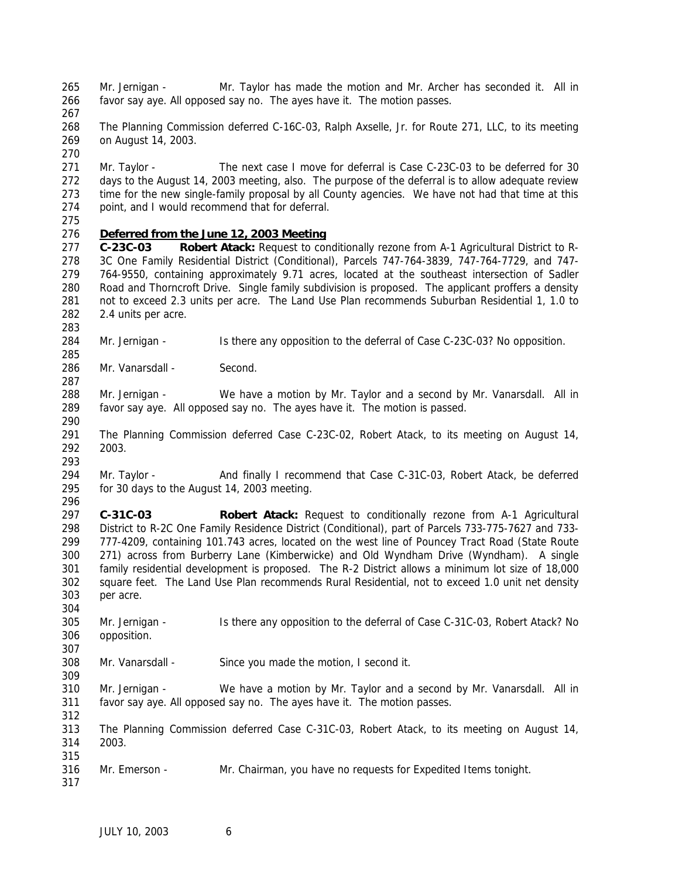Mr. Jernigan - Mr. Taylor has made the motion and Mr. Archer has seconded it. All in favor say aye. All opposed say no. The ayes have it. The motion passes.

The Planning Commission deferred C-16C-03, Ralph Axselle, Jr. for Route 271, LLC, to its meeting on August 14, 2003.

Mr. Taylor - The next case I move for deferral is Case C-23C-03 to be deferred for 30 days to the August 14, 2003 meeting, also. The purpose of the deferral is to allow adequate review time for the new single-family proposal by all County agencies. We have not had that time at this point, and I would recommend that for deferral.

**Deferred from the June 12, 2003 Meeting**

**C-23C-03 Robert Atack:** Request to conditionally rezone from A-1 Agricultural District to R-3C One Family Residential District (Conditional), Parcels 747-764-3839, 747-764-7729, and 747-764-9550, containing approximately 9.71 acres, located at the southeast intersection of Sadler Road and Thorncroft Drive. Single family subdivision is proposed. The applicant proffers a density not to exceed 2.3 units per acre. The Land Use Plan recommends Suburban Residential 1, 1.0 to 2.4 units per acre.

Mr. Jernigan - Is there any opposition to the deferral of Case C-23C-03? No opposition.

Mr. Vanarsdall - Second.

Mr. Jernigan - We have a motion by Mr. Taylor and a second by Mr. Vanarsdall. All in favor say aye. All opposed say no. The ayes have it. The motion is passed.

The Planning Commission deferred Case C-23C-02, Robert Atack, to its meeting on August 14, 2003.

Mr. Taylor - And finally I recommend that Case C-31C-03, Robert Atack, be deferred for 30 days to the August 14, 2003 meeting.

**C-31C-03 Robert Atack:** Request to conditionally rezone from A-1 Agricultural District to R-2C One Family Residence District (Conditional), part of Parcels 733-775-7627 and 733-777-4209, containing 101.743 acres, located on the west line of Pouncey Tract Road (State Route 271) across from Burberry Lane (Kimberwicke) and Old Wyndham Drive (Wyndham). A single family residential development is proposed. The R-2 District allows a minimum lot size of 18,000 square feet. The Land Use Plan recommends Rural Residential, not to exceed 1.0 unit net density per acre.

Mr. Jernigan - Is there any opposition to the deferral of Case C-31C-03, Robert Atack? No opposition.

Mr. Vanarsdall - Since you made the motion, I second it.

Mr. Jernigan - We have a motion by Mr. Taylor and a second by Mr. Vanarsdall. All in favor say aye. All opposed say no. The ayes have it. The motion passes.

The Planning Commission deferred Case C-31C-03, Robert Atack, to its meeting on August 14, 2003.

Mr. Emerson - Mr. Chairman, you have no requests for Expedited Items tonight.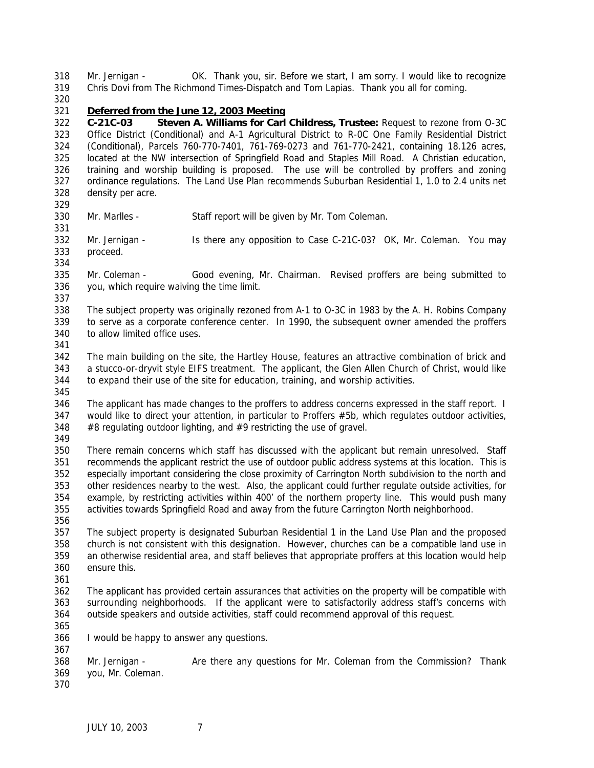Mr. Jernigan - OK. Thank you, sir. Before we start, I am sorry. I would like to recognize Chris Dovi from The Richmond Times-Dispatch and Tom Lapias. Thank you all for coming.

**Deferred from the June 12, 2003 Meeting**

**C-21C-03 Steven A. Williams for Carl Childress, Trustee:** Request to rezone from O-3C Office District (Conditional) and A-1 Agricultural District to R-0C One Family Residential District (Conditional), Parcels 760-770-7401, 761-769-0273 and 761-770-2421, containing 18.126 acres, located at the NW intersection of Springfield Road and Staples Mill Road. A Christian education, training and worship building is proposed. The use will be controlled by proffers and zoning ordinance regulations. The Land Use Plan recommends Suburban Residential 1, 1.0 to 2.4 units net density per acre.

Mr. Marlles - Staff report will be given by Mr. Tom Coleman.

Mr. Jernigan - Is there any opposition to Case C-21C-03? OK, Mr. Coleman. You may proceed.

Mr. Coleman - Good evening, Mr. Chairman. Revised proffers are being submitted to you, which require waiving the time limit.

The subject property was originally rezoned from A-1 to O-3C in 1983 by the A. H. Robins Company to serve as a corporate conference center. In 1990, the subsequent owner amended the proffers to allow limited office uses.

The main building on the site, the Hartley House, features an attractive combination of brick and a stucco-or-dryvit style EIFS treatment. The applicant, the Glen Allen Church of Christ, would like to expand their use of the site for education, training, and worship activities.

The applicant has made changes to the proffers to address concerns expressed in the staff report. I would like to direct your attention, in particular to Proffers #5b, which regulates outdoor activities, #8 regulating outdoor lighting, and #9 restricting the use of gravel.

There remain concerns which staff has discussed with the applicant but remain unresolved. Staff recommends the applicant restrict the use of outdoor public address systems at this location. This is especially important considering the close proximity of Carrington North subdivision to the north and other residences nearby to the west. Also, the applicant could further regulate outside activities, for example, by restricting activities within 400' of the northern property line. This would push many activities towards Springfield Road and away from the future Carrington North neighborhood.

The subject property is designated Suburban Residential 1 in the Land Use Plan and the proposed church is not consistent with this designation. However, churches can be a compatible land use in an otherwise residential area, and staff believes that appropriate proffers at this location would help ensure this.

The applicant has provided certain assurances that activities on the property will be compatible with surrounding neighborhoods. If the applicant were to satisfactorily address staff's concerns with outside speakers and outside activities, staff could recommend approval of this request.

I would be happy to answer any questions.

Mr. Jernigan - Are there any questions for Mr. Coleman from the Commission? Thank you, Mr. Coleman.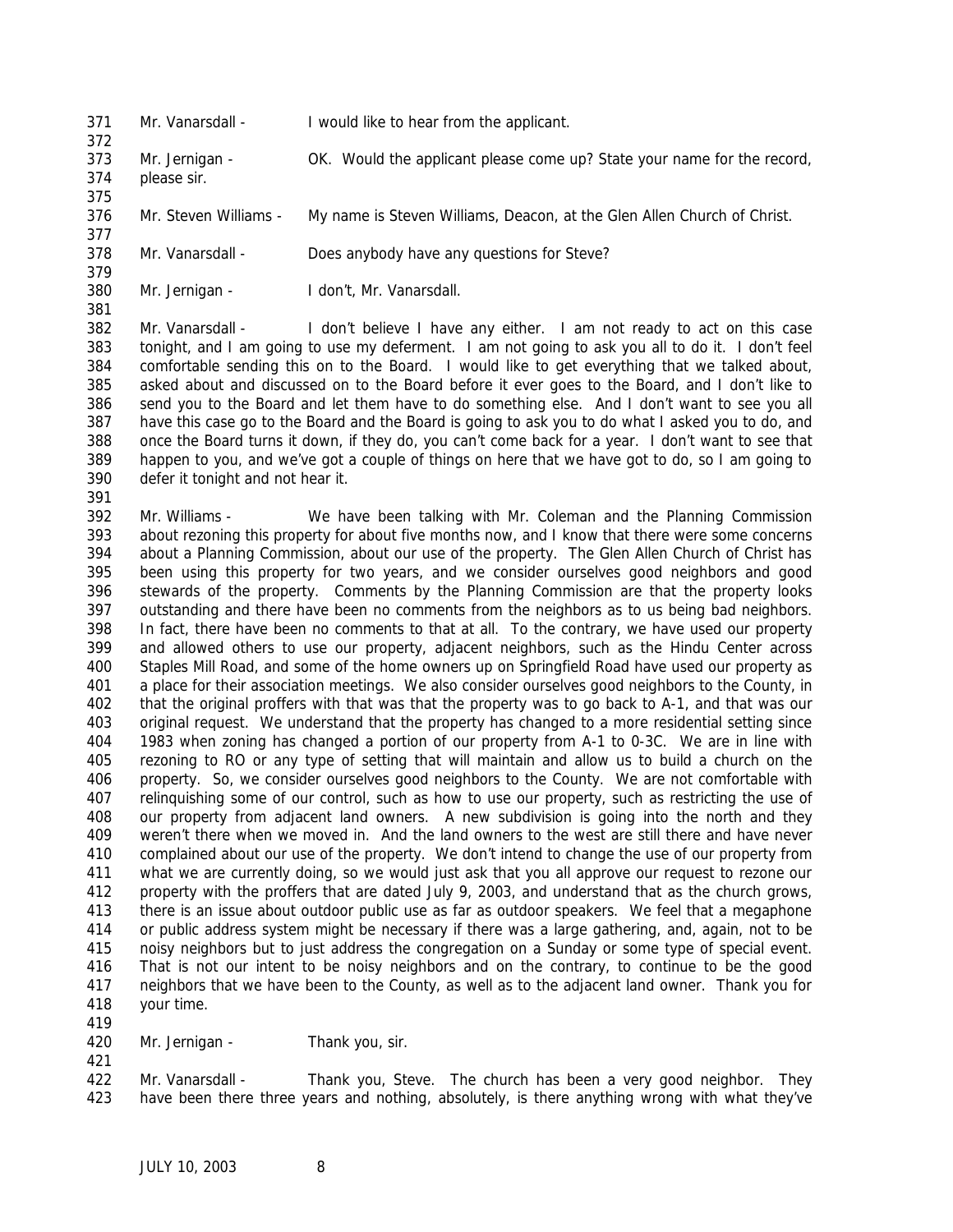Mr. Vanarsdall - I would like to hear from the applicant.

Mr. Jernigan - OK. Would the applicant please come up? State your name for the record, please sir.

Mr. Steven Williams - My name is Steven Williams, Deacon, at the Glen Allen Church of Christ.

Mr. Vanarsdall - Does anybody have any questions for Steve?

Mr. Jernigan - I don't, Mr. Vanarsdall.

Mr. Vanarsdall - I don't believe I have any either. I am not ready to act on this case tonight, and I am going to use my deferment. I am not going to ask you all to do it. I don't feel comfortable sending this on to the Board. I would like to get everything that we talked about, asked about and discussed on to the Board before it ever goes to the Board, and I don't like to send you to the Board and let them have to do something else. And I don't want to see you all have this case go to the Board and the Board is going to ask you to do what I asked you to do, and once the Board turns it down, if they do, you can't come back for a year. I don't want to see that happen to you, and we've got a couple of things on here that we have got to do, so I am going to defer it tonight and not hear it.

Mr. Williams - We have been talking with Mr. Coleman and the Planning Commission about rezoning this property for about five months now, and I know that there were some concerns about a Planning Commission, about our use of the property. The Glen Allen Church of Christ has been using this property for two years, and we consider ourselves good neighbors and good stewards of the property. Comments by the Planning Commission are that the property looks outstanding and there have been no comments from the neighbors as to us being bad neighbors. In fact, there have been no comments to that at all. To the contrary, we have used our property and allowed others to use our property, adjacent neighbors, such as the Hindu Center across Staples Mill Road, and some of the home owners up on Springfield Road have used our property as a place for their association meetings. We also consider ourselves good neighbors to the County, in that the original proffers with that was that the property was to go back to A-1, and that was our original request. We understand that the property has changed to a more residential setting since 1983 when zoning has changed a portion of our property from A-1 to 0-3C. We are in line with rezoning to RO or any type of setting that will maintain and allow us to build a church on the property. So, we consider ourselves good neighbors to the County. We are not comfortable with relinquishing some of our control, such as how to use our property, such as restricting the use of our property from adjacent land owners. A new subdivision is going into the north and they weren't there when we moved in. And the land owners to the west are still there and have never complained about our use of the property. We don't intend to change the use of our property from what we are currently doing, so we would just ask that you all approve our request to rezone our property with the proffers that are dated July 9, 2003, and understand that as the church grows, there is an issue about outdoor public use as far as outdoor speakers. We feel that a megaphone or public address system might be necessary if there was a large gathering, and, again, not to be noisy neighbors but to just address the congregation on a Sunday or some type of special event. That is not our intent to be noisy neighbors and on the contrary, to continue to be the good neighbors that we have been to the County, as well as to the adjacent land owner. Thank you for your time.

Mr. Jernigan - Thank you, sir.

Mr. Vanarsdall - Thank you, Steve. The church has been a very good neighbor. They have been there three years and nothing, absolutely, is there anything wrong with what they've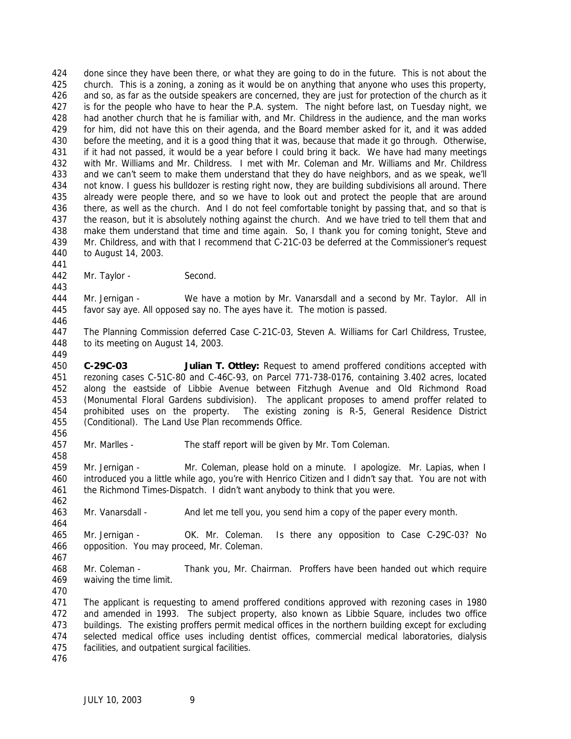done since they have been there, or what they are going to do in the future. This is not about the church. This is a zoning, a zoning as it would be on anything that anyone who uses this property, and so, as far as the outside speakers are concerned, they are just for protection of the church as it is for the people who have to hear the P.A. system. The night before last, on Tuesday night, we had another church that he is familiar with, and Mr. Childress in the audience, and the man works for him, did not have this on their agenda, and the Board member asked for it, and it was added before the meeting, and it is a good thing that it was, because that made it go through. Otherwise, if it had not passed, it would be a year before I could bring it back. We have had many meetings with Mr. Williams and Mr. Childress. I met with Mr. Coleman and Mr. Williams and Mr. Childress and we can't seem to make them understand that they do have neighbors, and as we speak, we'll not know. I guess his bulldozer is resting right now, they are building subdivisions all around. There already were people there, and so we have to look out and protect the people that are around there, as well as the church. And I do not feel comfortable tonight by passing that, and so that is the reason, but it is absolutely nothing against the church. And we have tried to tell them that and make them understand that time and time again. So, I thank you for coming tonight, Steve and Mr. Childress, and with that I recommend that C-21C-03 be deferred at the Commissioner's request to August 14, 2003.

Mr. Taylor - Second.

Mr. Jernigan - We have a motion by Mr. Vanarsdall and a second by Mr. Taylor. All in favor say aye. All opposed say no. The ayes have it. The motion is passed.

The Planning Commission deferred Case C-21C-03, Steven A. Williams for Carl Childress, Trustee, to its meeting on August 14, 2003.

**C-29C-03 Julian T. Ottley:** Request to amend proffered conditions accepted with rezoning cases C-51C-80 and C-46C-93, on Parcel 771-738-0176, containing 3.402 acres, located along the eastside of Libbie Avenue between Fitzhugh Avenue and Old Richmond Road (Monumental Floral Gardens subdivision). The applicant proposes to amend proffer related to prohibited uses on the property. The existing zoning is R-5, General Residence District (Conditional). The Land Use Plan recommends Office.

Mr. Marlles - The staff report will be given by Mr. Tom Coleman.

Mr. Jernigan - Mr. Coleman, please hold on a minute. I apologize. Mr. Lapias, when I introduced you a little while ago, you're with Henrico Citizen and I didn't say that. You are not with the Richmond Times-Dispatch. I didn't want anybody to think that you were.

Mr. Vanarsdall - And let me tell you, you send him a copy of the paper every month.

Mr. Jernigan - OK. Mr. Coleman. Is there any opposition to Case C-29C-03? No opposition. You may proceed, Mr. Coleman.

Mr. Coleman - Thank you, Mr. Chairman. Proffers have been handed out which require waiving the time limit.

The applicant is requesting to amend proffered conditions approved with rezoning cases in 1980 and amended in 1993. The subject property, also known as Libbie Square, includes two office buildings. The existing proffers permit medical offices in the northern building except for excluding selected medical office uses including dentist offices, commercial medical laboratories, dialysis facilities, and outpatient surgical facilities.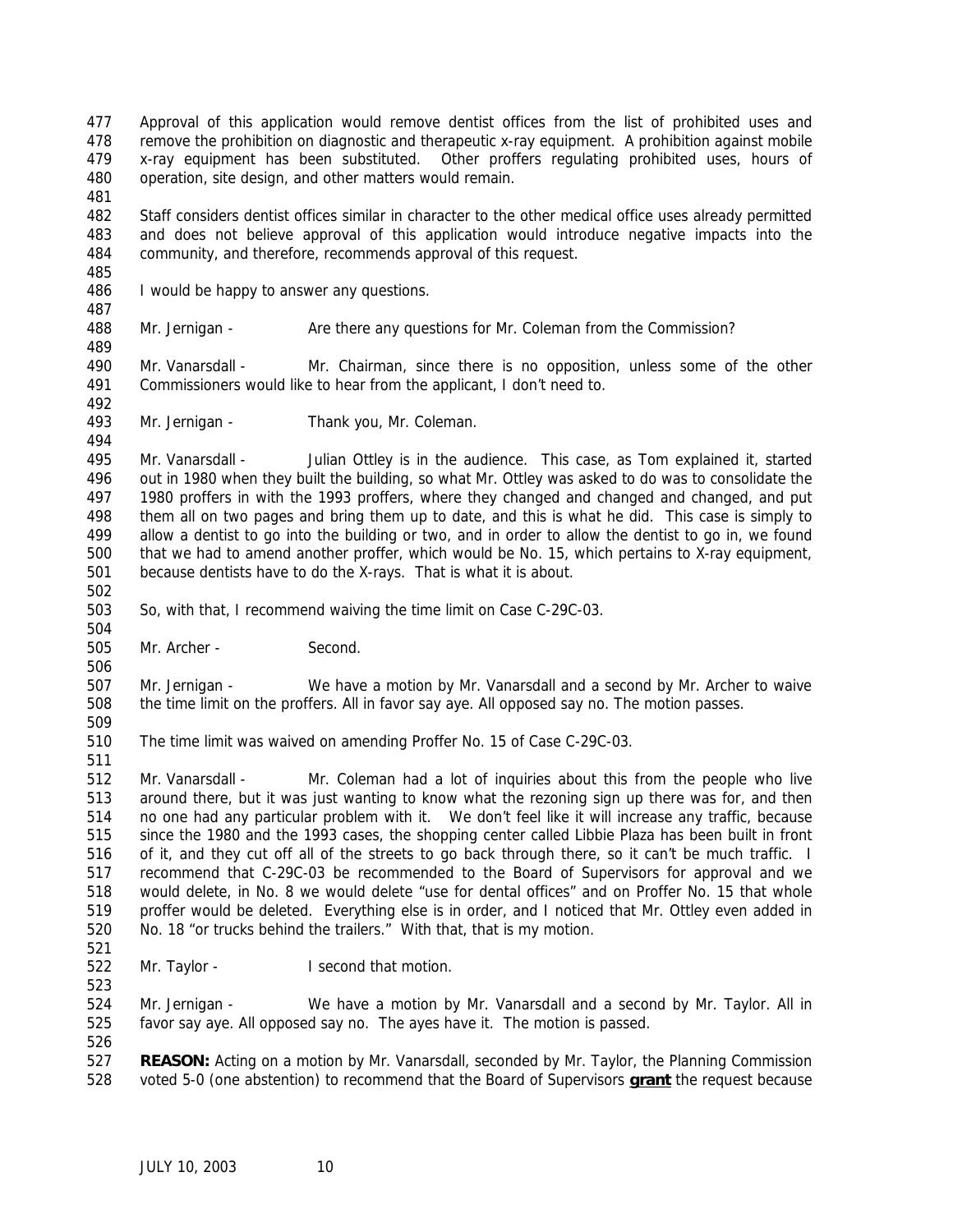Approval of this application would remove dentist offices from the list of prohibited uses and remove the prohibition on diagnostic and therapeutic x-ray equipment. A prohibition against mobile x-ray equipment has been substituted. Other proffers regulating prohibited uses, hours of operation, site design, and other matters would remain.

Staff considers dentist offices similar in character to the other medical office uses already permitted and does not believe approval of this application would introduce negative impacts into the community, and therefore, recommends approval of this request.

I would be happy to answer any questions.

Mr. Jernigan - Are there any questions for Mr. Coleman from the Commission?

Mr. Vanarsdall - Mr. Chairman, since there is no opposition, unless some of the other Commissioners would like to hear from the applicant, I don't need to.

Mr. Jernigan - Thank you, Mr. Coleman.

Mr. Vanarsdall - Julian Ottley is in the audience. This case, as Tom explained it, started out in 1980 when they built the building, so what Mr. Ottley was asked to do was to consolidate the 1980 proffers in with the 1993 proffers, where they changed and changed and changed, and put them all on two pages and bring them up to date, and this is what he did. This case is simply to allow a dentist to go into the building or two, and in order to allow the dentist to go in, we found that we had to amend another proffer, which would be No. 15, which pertains to X-ray equipment, because dentists have to do the X-rays. That is what it is about.

So, with that, I recommend waiving the time limit on Case C-29C-03.

Mr. Archer - Second.

Mr. Jernigan - We have a motion by Mr. Vanarsdall and a second by Mr. Archer to waive the time limit on the proffers. All in favor say aye. All opposed say no. The motion passes.

The time limit was waived on amending Proffer No. 15 of Case C-29C-03.

Mr. Vanarsdall - Mr. Coleman had a lot of inquiries about this from the people who live around there, but it was just wanting to know what the rezoning sign up there was for, and then no one had any particular problem with it. We don't feel like it will increase any traffic, because since the 1980 and the 1993 cases, the shopping center called Libbie Plaza has been built in front of it, and they cut off all of the streets to go back through there, so it can't be much traffic. I recommend that C-29C-03 be recommended to the Board of Supervisors for approval and we would delete, in No. 8 we would delete "use for dental offices" and on Proffer No. 15 that whole proffer would be deleted. Everything else is in order, and I noticed that Mr. Ottley even added in No. 18 "or trucks behind the trailers." With that, that is my motion.

Mr. Taylor - I second that motion.

Mr. Jernigan - We have a motion by Mr. Vanarsdall and a second by Mr. Taylor. All in favor say aye. All opposed say no. The ayes have it. The motion is passed.

**REASON:** Acting on a motion by Mr. Vanarsdall, seconded by Mr. Taylor, the Planning Commission voted 5-0 (one abstention) to recommend that the Board of Supervisors **grant** the request because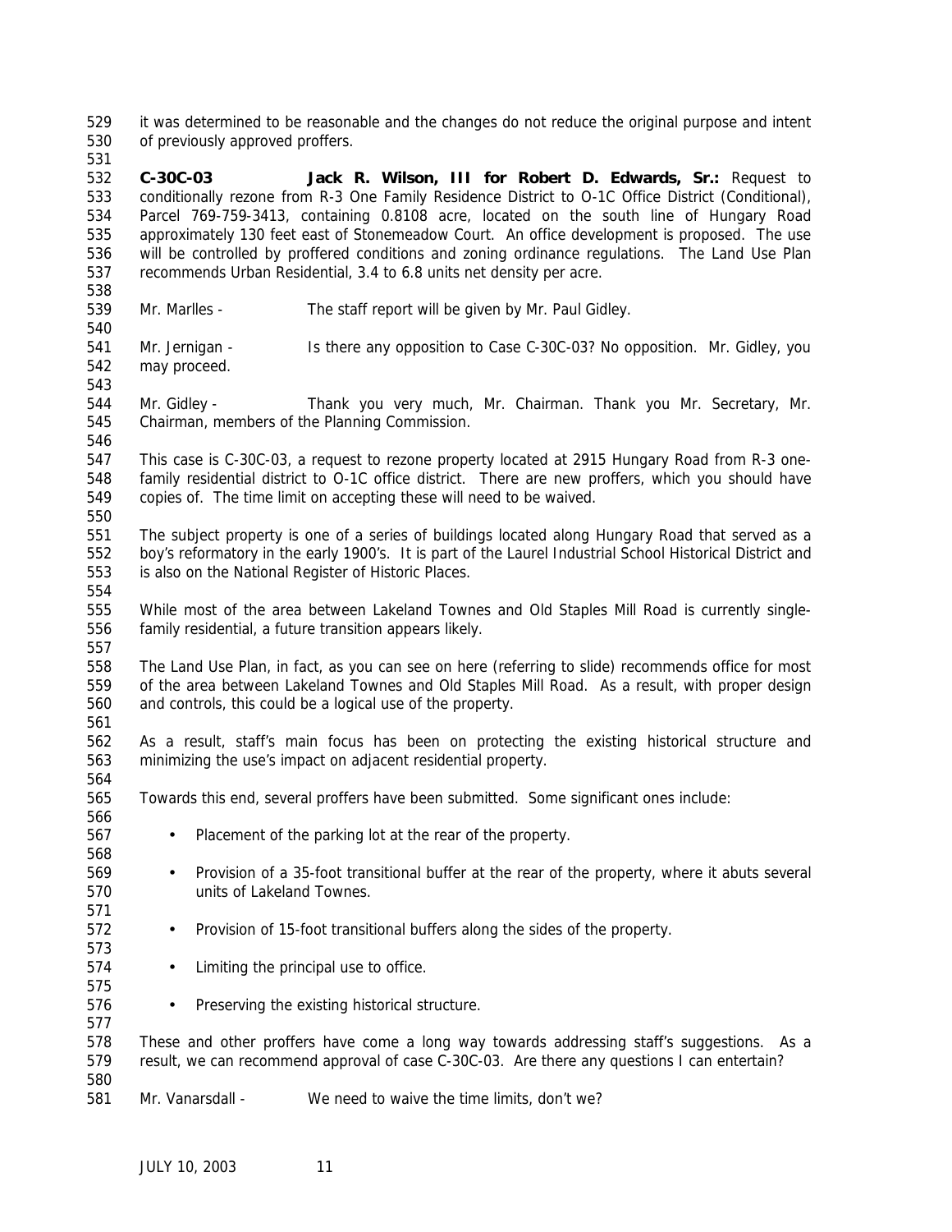it was determined to be reasonable and the changes do not reduce the original purpose and intent of previously approved proffers.

**C-30C-03 Jack R. Wilson, III for Robert D. Edwards, Sr.:** Request to conditionally rezone from R-3 One Family Residence District to O-1C Office District (Conditional), Parcel 769-759-3413, containing 0.8108 acre, located on the south line of Hungary Road approximately 130 feet east of Stonemeadow Court. An office development is proposed. The use will be controlled by proffered conditions and zoning ordinance regulations. The Land Use Plan recommends Urban Residential, 3.4 to 6.8 units net density per acre.

Mr. Marlles - The staff report will be given by Mr. Paul Gidley.

Mr. Jernigan - Is there any opposition to Case C-30C-03? No opposition. Mr. Gidley, you may proceed.

Mr. Gidley - Thank you very much, Mr. Chairman. Thank you Mr. Secretary, Mr. Chairman, members of the Planning Commission.

This case is C-30C-03, a request to rezone property located at 2915 Hungary Road from R-3 one-family residential district to O-1C office district. There are new proffers, which you should have copies of. The time limit on accepting these will need to be waived.

The subject property is one of a series of buildings located along Hungary Road that served as a boy's reformatory in the early 1900's. It is part of the Laurel Industrial School Historical District and is also on the National Register of Historic Places.

While most of the area between Lakeland Townes and Old Staples Mill Road is currently single-family residential, a future transition appears likely.

The Land Use Plan, in fact, as you can see on here (referring to slide) recommends office for most of the area between Lakeland Townes and Old Staples Mill Road. As a result, with proper design and controls, this could be a logical use of the property.

As a result, staff's main focus has been on protecting the existing historical structure and minimizing the use's impact on adjacent residential property.

Towards this end, several proffers have been submitted. Some significant ones include:

- Placement of the parking lot at the rear of the property.
- Provision of a 35-foot transitional buffer at the rear of the property, where it abuts several units of Lakeland Townes.
- Provision of 15-foot transitional buffers along the sides of the property.
- Limiting the principal use to office.
- Preserving the existing historical structure.

These and other proffers have come a long way towards addressing staff's suggestions. As a result, we can recommend approval of case C-30C-03. Are there any questions I can entertain?

Mr. Vanarsdall - We need to waive the time limits, don't we?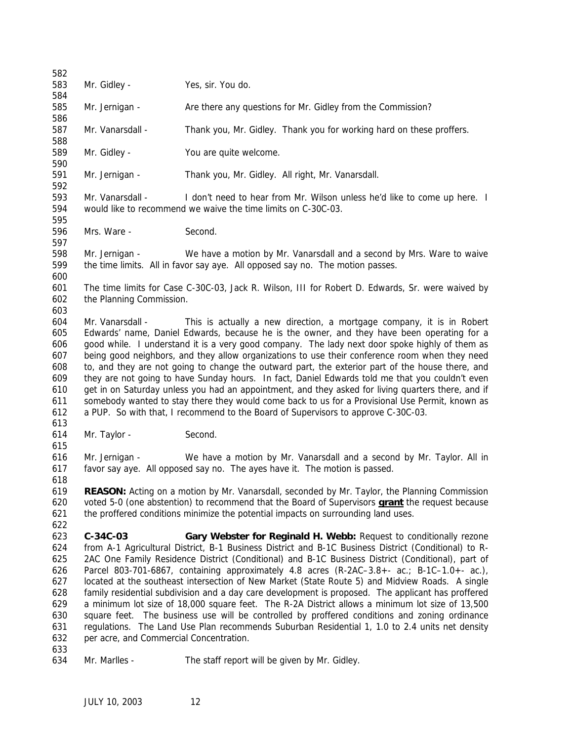Mr. Gidley - Yes, sir. You do.

Mr. Jernigan - Are there any questions for Mr. Gidley from the Commission?

Mr. Vanarsdall - Thank you, Mr. Gidley. Thank you for working hard on these proffers.

Mr. Gidley - You are quite welcome.

Mr. Jernigan - Thank you, Mr. Gidley. All right, Mr. Vanarsdall.

Mr. Vanarsdall - I don't need to hear from Mr. Wilson unless he'd like to come up here. I would like to recommend we waive the time limits on C-30C-03.

Mrs. Ware - Second.

Mr. Jernigan - We have a motion by Mr. Vanarsdall and a second by Mrs. Ware to waive the time limits. All in favor say aye. All opposed say no. The motion passes.

The time limits for Case C-30C-03, Jack R. Wilson, III for Robert D. Edwards, Sr. were waived by the Planning Commission.

Mr. Vanarsdall - This is actually a new direction, a mortgage company, it is in Robert Edwards' name, Daniel Edwards, because he is the owner, and they have been operating for a good while. I understand it is a very good company. The lady next door spoke highly of them as being good neighbors, and they allow organizations to use their conference room when they need to, and they are not going to change the outward part, the exterior part of the house there, and they are not going to have Sunday hours. In fact, Daniel Edwards told me that you couldn't even get in on Saturday unless you had an appointment, and they asked for living quarters there, and if somebody wanted to stay there they would come back to us for a Provisional Use Permit, known as a PUP. So with that, I recommend to the Board of Supervisors to approve C-30C-03.

Mr. Taylor - Second.

Mr. Jernigan - We have a motion by Mr. Vanarsdall and a second by Mr. Taylor. All in favor say aye. All opposed say no. The ayes have it. The motion is passed.

**REASON:** Acting on a motion by Mr. Vanarsdall, seconded by Mr. Taylor, the Planning Commission voted 5-0 (one abstention) to recommend that the Board of Supervisors **grant** the request because the proffered conditions minimize the potential impacts on surrounding land uses.

**C-34C-03** **Gary Webster for Reginald H. Webb:** Request to conditionally rezone from A-1 Agricultural District, B-1 Business District and B-1C Business District (Conditional) to R-2AC One Family Residence District (Conditional) and B-1C Business District (Conditional), part of Parcel 803-701-6867, containing approximately 4.8 acres (R-2AC–3.8+- ac.; B-1C–1.0+- ac.), located at the southeast intersection of New Market (State Route 5) and Midview Roads. A single family residential subdivision and a day care development is proposed. The applicant has proffered a minimum lot size of 18,000 square feet. The R-2A District allows a minimum lot size of 13,500 square feet. The business use will be controlled by proffered conditions and zoning ordinance regulations. The Land Use Plan recommends Suburban Residential 1, 1.0 to 2.4 units net density per acre, and Commercial Concentration.

Mr. Marlles - The staff report will be given by Mr. Gidley.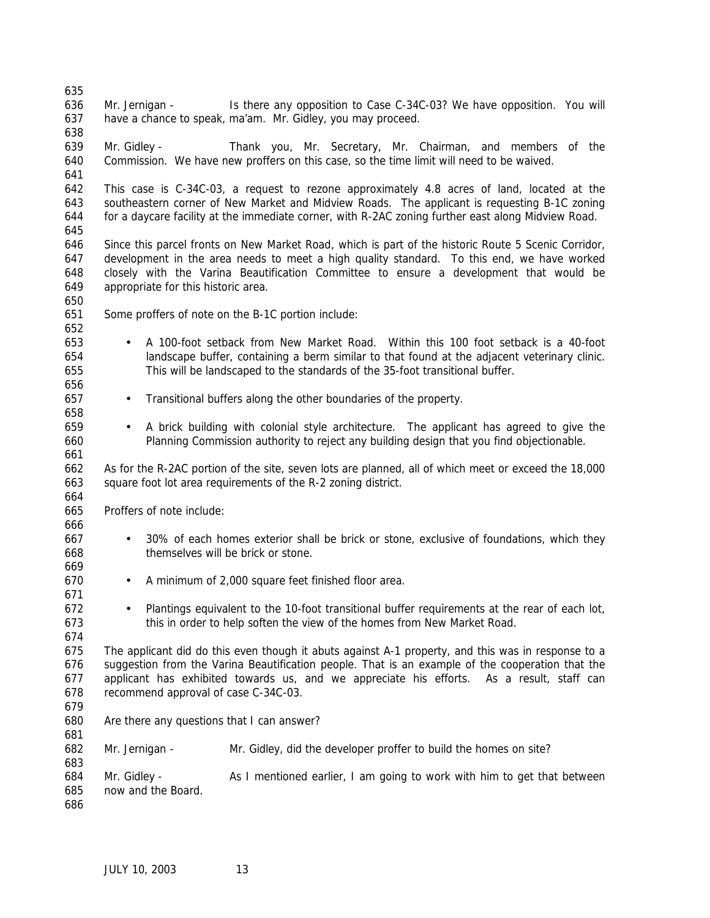Mr. Jernigan - Is there any opposition to Case C-34C-03? We have opposition. You will have a chance to speak, ma'am. Mr. Gidley, you may proceed.

Mr. Gidley - Thank you, Mr. Secretary, Mr. Chairman, and members of the Commission. We have new proffers on this case, so the time limit will need to be waived.

This case is C-34C-03, a request to rezone approximately 4.8 acres of land, located at the southeastern corner of New Market and Midview Roads. The applicant is requesting B-1C zoning for a daycare facility at the immediate corner, with R-2AC zoning further east along Midview Road.

Since this parcel fronts on New Market Road, which is part of the historic Route 5 Scenic Corridor, development in the area needs to meet a high quality standard. To this end, we have worked closely with the Varina Beautification Committee to ensure a development that would be appropriate for this historic area.

Some proffers of note on the B-1C portion include:

- A 100-foot setback from New Market Road. Within this 100 foot setback is a 40-foot landscape buffer, containing a berm similar to that found at the adjacent veterinary clinic. This will be landscaped to the standards of the 35-foot transitional buffer.
- Transitional buffers along the other boundaries of the property.
- A brick building with colonial style architecture. The applicant has agreed to give the Planning Commission authority to reject any building design that you find objectionable.

As for the R-2AC portion of the site, seven lots are planned, all of which meet or exceed the 18,000 square foot lot area requirements of the R-2 zoning district.

Proffers of note include:

- 30% of each homes exterior shall be brick or stone, exclusive of foundations, which they themselves will be brick or stone.
- A minimum of 2,000 square feet finished floor area.
- Plantings equivalent to the 10-foot transitional buffer requirements at the rear of each lot, this in order to help soften the view of the homes from New Market Road.

The applicant did do this even though it abuts against A-1 property, and this was in response to a suggestion from the Varina Beautification people. That is an example of the cooperation that the applicant has exhibited towards us, and we appreciate his efforts. As a result, staff can recommend approval of case C-34C-03.

Are there any questions that I can answer?

Mr. Jernigan - Mr. Gidley, did the developer proffer to build the homes on site?

Mr. Gidley - As I mentioned earlier, I am going to work with him to get that between now and the Board.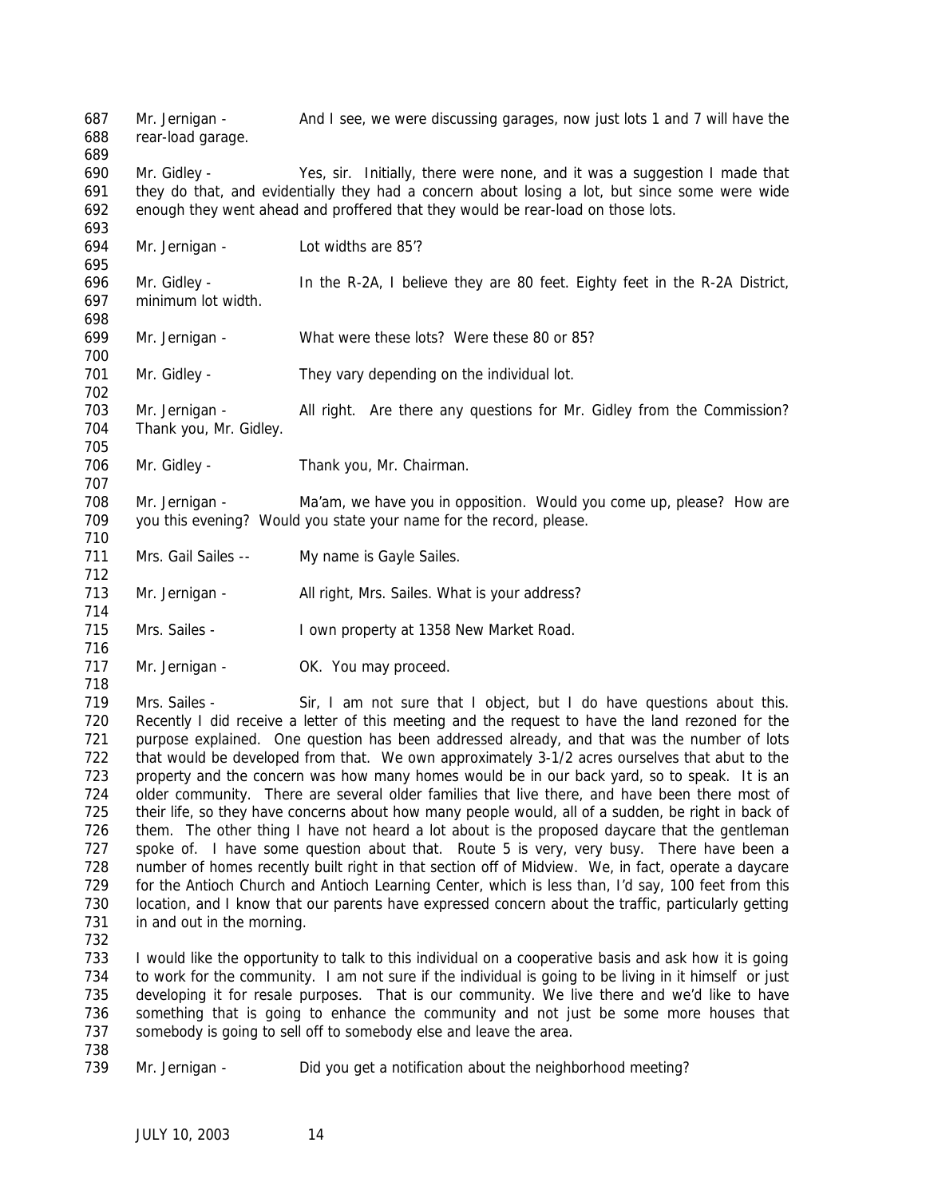Mr. Jernigan - And I see, we were discussing garages, now just lots 1 and 7 will have the rear-load garage.

Mr. Gidley - Yes, sir. Initially, there were none, and it was a suggestion I made that they do that, and evidentially they had a concern about losing a lot, but since some were wide enough they went ahead and proffered that they would be rear-load on those lots.

Mr. Jernigan - Lot widths are 85'?

Mr. Gidley - In the R-2A, I believe they are 80 feet. Eighty feet in the R-2A District, minimum lot width.

Mr. Jernigan - What were these lots? Were these 80 or 85?

Mr. Gidley - They vary depending on the individual lot.

Mr. Jernigan - All right. Are there any questions for Mr. Gidley from the Commission? Thank you, Mr. Gidley.

Mr. Gidley - Thank you, Mr. Chairman.

Mr. Jernigan - Ma'am, we have you in opposition. Would you come up, please? How are you this evening? Would you state your name for the record, please.

Mrs. Gail Sailes -- My name is Gayle Sailes.

Mr. Jernigan - All right, Mrs. Sailes. What is your address?

Mrs. Sailes - I own property at 1358 New Market Road.

Mr. Jernigan - OK. You may proceed.

Mrs. Sailes - Sir, I am not sure that I object, but I do have questions about this. Recently I did receive a letter of this meeting and the request to have the land rezoned for the purpose explained. One question has been addressed already, and that was the number of lots that would be developed from that. We own approximately 3-1/2 acres ourselves that abut to the property and the concern was how many homes would be in our back yard, so to speak. It is an older community. There are several older families that live there, and have been there most of their life, so they have concerns about how many people would, all of a sudden, be right in back of them. The other thing I have not heard a lot about is the proposed daycare that the gentleman spoke of. I have some question about that. Route 5 is very, very busy. There have been a number of homes recently built right in that section off of Midview. We, in fact, operate a daycare for the Antioch Church and Antioch Learning Center, which is less than, I'd say, 100 feet from this location, and I know that our parents have expressed concern about the traffic, particularly getting in and out in the morning.

I would like the opportunity to talk to this individual on a cooperative basis and ask how it is going to work for the community. I am not sure if the individual is going to be living in it himself or just developing it for resale purposes. That is our community. We live there and we'd like to have something that is going to enhance the community and not just be some more houses that somebody is going to sell off to somebody else and leave the area.

Mr. Jernigan - Did you get a notification about the neighborhood meeting?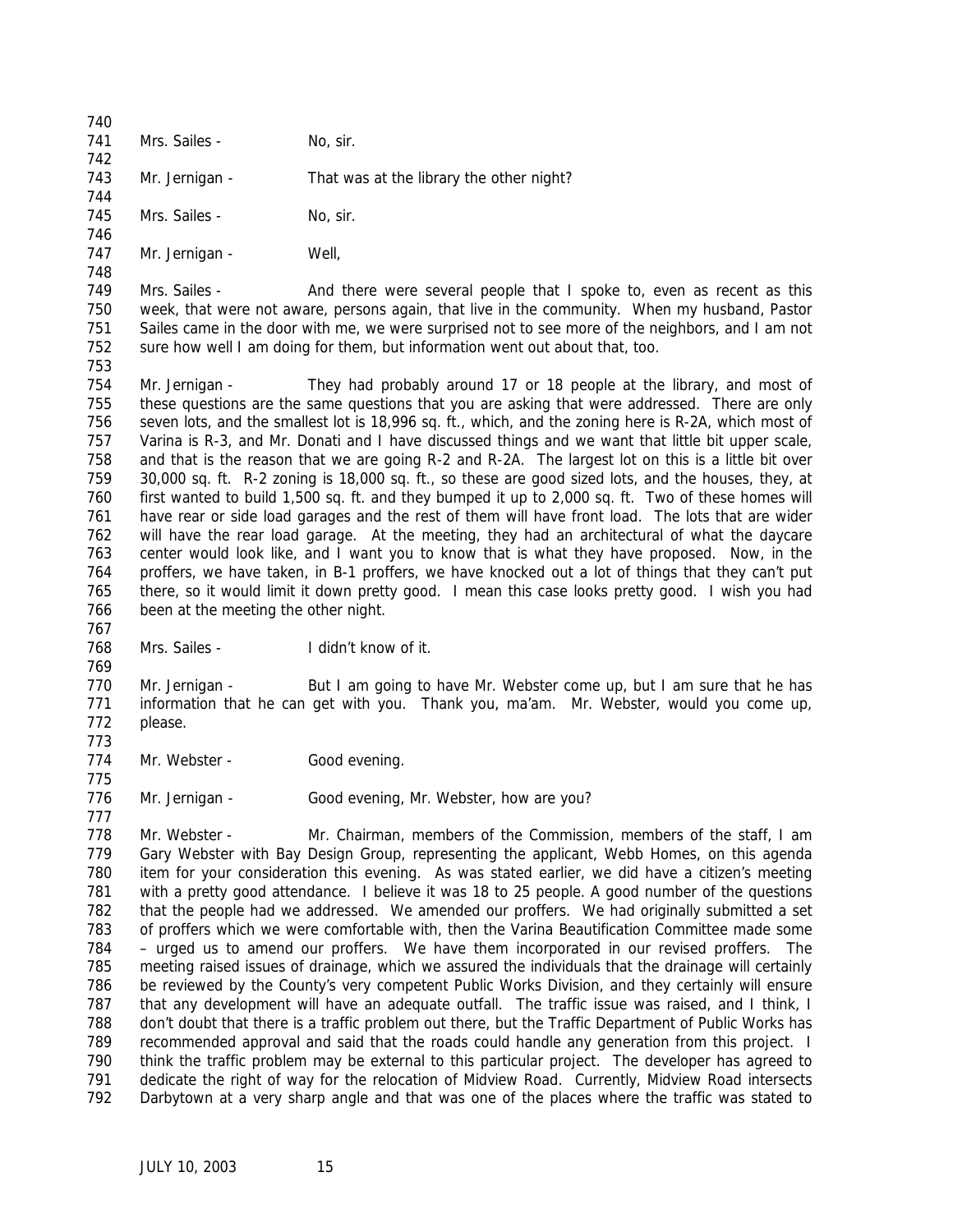Mrs. Sailes - No, sir.

Mr. Jernigan - That was at the library the other night?

Mrs. Sailes - No, sir.

Mr. Jernigan - Well,

Mrs. Sailes - And there were several people that I spoke to, even as recent as this week, that were not aware, persons again, that live in the community. When my husband, Pastor Sailes came in the door with me, we were surprised not to see more of the neighbors, and I am not sure how well I am doing for them, but information went out about that, too.

Mr. Jernigan - They had probably around 17 or 18 people at the library, and most of these questions are the same questions that you are asking that were addressed. There are only seven lots, and the smallest lot is 18,996 sq. ft., which, and the zoning here is R-2A, which most of Varina is R-3, and Mr. Donati and I have discussed things and we want that little bit upper scale, and that is the reason that we are going R-2 and R-2A. The largest lot on this is a little bit over 30,000 sq. ft. R-2 zoning is 18,000 sq. ft., so these are good sized lots, and the houses, they, at first wanted to build 1,500 sq. ft. and they bumped it up to 2,000 sq. ft. Two of these homes will have rear or side load garages and the rest of them will have front load. The lots that are wider will have the rear load garage. At the meeting, they had an architectural of what the daycare center would look like, and I want you to know that is what they have proposed. Now, in the proffers, we have taken, in B-1 proffers, we have knocked out a lot of things that they can't put there, so it would limit it down pretty good. I mean this case looks pretty good. I wish you had been at the meeting the other night.

Mrs. Sailes - I didn't know of it.

Mr. Jernigan - But I am going to have Mr. Webster come up, but I am sure that he has information that he can get with you. Thank you, ma'am. Mr. Webster, would you come up, please.

Mr. Webster - Good evening.

Mr. Jernigan - Good evening, Mr. Webster, how are you?

Mr. Webster - Mr. Chairman, members of the Commission, members of the staff, I am Gary Webster with Bay Design Group, representing the applicant, Webb Homes, on this agenda item for your consideration this evening. As was stated earlier, we did have a citizen's meeting with a pretty good attendance. I believe it was 18 to 25 people. A good number of the questions that the people had we addressed. We amended our proffers. We had originally submitted a set of proffers which we were comfortable with, then the Varina Beautification Committee made some – urged us to amend our proffers. We have them incorporated in our revised proffers. The meeting raised issues of drainage, which we assured the individuals that the drainage will certainly be reviewed by the County's very competent Public Works Division, and they certainly will ensure that any development will have an adequate outfall. The traffic issue was raised, and I think, I don't doubt that there is a traffic problem out there, but the Traffic Department of Public Works has recommended approval and said that the roads could handle any generation from this project. I think the traffic problem may be external to this particular project. The developer has agreed to dedicate the right of way for the relocation of Midview Road. Currently, Midview Road intersects Darbytown at a very sharp angle and that was one of the places where the traffic was stated to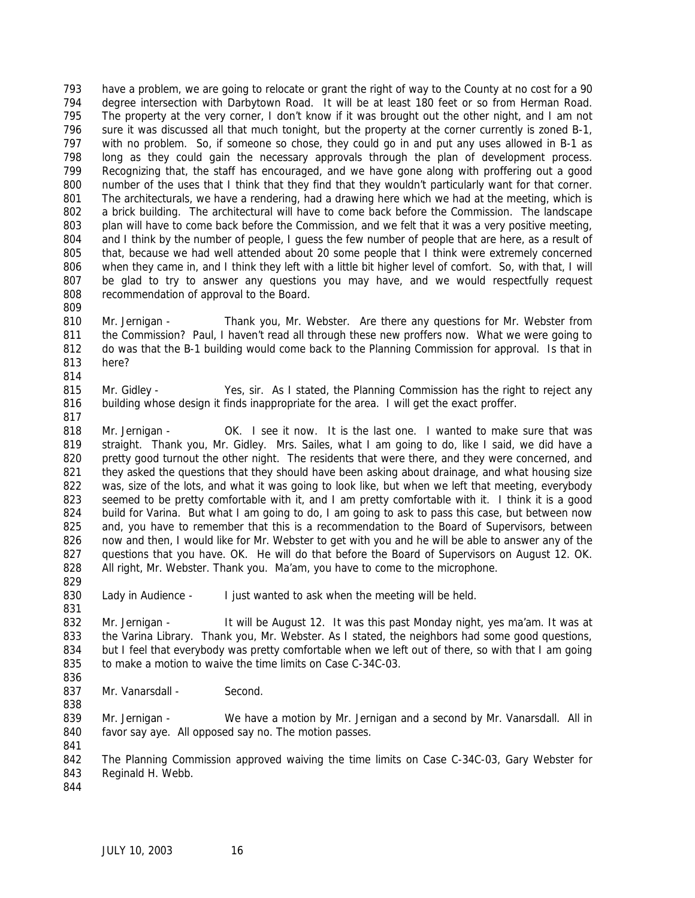have a problem, we are going to relocate or grant the right of way to the County at no cost for a 90 degree intersection with Darbytown Road. It will be at least 180 feet or so from Herman Road. The property at the very corner, I don't know if it was brought out the other night, and I am not sure it was discussed all that much tonight, but the property at the corner currently is zoned B-1, with no problem. So, if someone so chose, they could go in and put any uses allowed in B-1 as long as they could gain the necessary approvals through the plan of development process. Recognizing that, the staff has encouraged, and we have gone along with proffering out a good number of the uses that I think that they find that they wouldn't particularly want for that corner. The architecturals, we have a rendering, had a drawing here which we had at the meeting, which is a brick building. The architectural will have to come back before the Commission. The landscape plan will have to come back before the Commission, and we felt that it was a very positive meeting, and I think by the number of people, I guess the few number of people that are here, as a result of that, because we had well attended about 20 some people that I think were extremely concerned when they came in, and I think they left with a little bit higher level of comfort. So, with that, I will be glad to try to answer any questions you may have, and we would respectfully request recommendation of approval to the Board.

Mr. Jernigan - Thank you, Mr. Webster. Are there any questions for Mr. Webster from the Commission? Paul, I haven't read all through these new proffers now. What we were going to do was that the B-1 building would come back to the Planning Commission for approval. Is that in here?

Mr. Gidley - Yes, sir. As I stated, the Planning Commission has the right to reject any building whose design it finds inappropriate for the area. I will get the exact proffer.

Mr. Jernigan - OK. I see it now. It is the last one. I wanted to make sure that was straight. Thank you, Mr. Gidley. Mrs. Sailes, what I am going to do, like I said, we did have a pretty good turnout the other night. The residents that were there, and they were concerned, and they asked the questions that they should have been asking about drainage, and what housing size was, size of the lots, and what it was going to look like, but when we left that meeting, everybody seemed to be pretty comfortable with it, and I am pretty comfortable with it. I think it is a good build for Varina. But what I am going to do, I am going to ask to pass this case, but between now and, you have to remember that this is a recommendation to the Board of Supervisors, between now and then, I would like for Mr. Webster to get with you and he will be able to answer any of the questions that you have. OK. He will do that before the Board of Supervisors on August 12. OK. All right, Mr. Webster. Thank you. Ma'am, you have to come to the microphone.

Lady in Audience - I just wanted to ask when the meeting will be held.

Mr. Jernigan - It will be August 12. It was this past Monday night, yes ma'am. It was at the Varina Library. Thank you, Mr. Webster. As I stated, the neighbors had some good questions, but I feel that everybody was pretty comfortable when we left out of there, so with that I am going to make a motion to waive the time limits on Case C-34C-03.

Mr. Vanarsdall - Second.

Mr. Jernigan - We have a motion by Mr. Jernigan and a second by Mr. Vanarsdall. All in favor say aye. All opposed say no. The motion passes.

The Planning Commission approved waiving the time limits on Case C-34C-03, Gary Webster for Reginald H. Webb.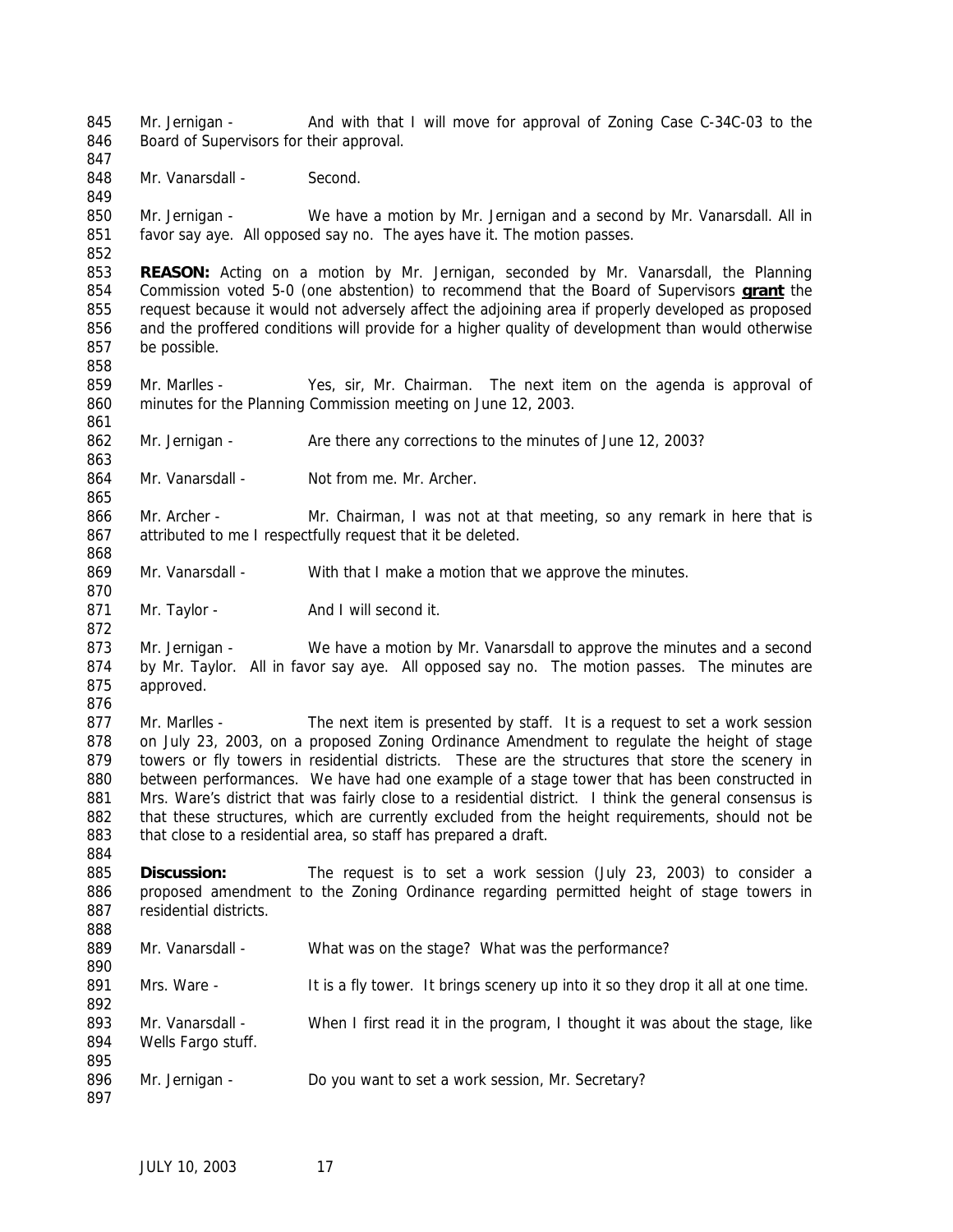Mr. Jernigan - And with that I will move for approval of Zoning Case C-34C-03 to the Board of Supervisors for their approval.

Mr. Vanarsdall - Second.

Mr. Jernigan - We have a motion by Mr. Jernigan and a second by Mr. Vanarsdall. All in favor say aye. All opposed say no. The ayes have it. The motion passes.

**REASON:** Acting on a motion by Mr. Jernigan, seconded by Mr. Vanarsdall, the Planning Commission voted 5-0 (one abstention) to recommend that the Board of Supervisors **grant** the request because it would not adversely affect the adjoining area if properly developed as proposed and the proffered conditions will provide for a higher quality of development than would otherwise be possible.

Mr. Marlles - Yes, sir, Mr. Chairman. The next item on the agenda is approval of minutes for the Planning Commission meeting on June 12, 2003.

Mr. Jernigan - Are there any corrections to the minutes of June 12, 2003?

Mr. Vanarsdall - Not from me. Mr. Archer.

Mr. Archer - Mr. Chairman, I was not at that meeting, so any remark in here that is attributed to me I respectfully request that it be deleted.

Mr. Vanarsdall - With that I make a motion that we approve the minutes.

Mr. Taylor - And I will second it.

Mr. Jernigan - We have a motion by Mr. Vanarsdall to approve the minutes and a second by Mr. Taylor. All in favor say aye. All opposed say no. The motion passes. The minutes are approved.

Mr. Marlles - The next item is presented by staff. It is a request to set a work session on July 23, 2003, on a proposed Zoning Ordinance Amendment to regulate the height of stage towers or fly towers in residential districts. These are the structures that store the scenery in between performances. We have had one example of a stage tower that has been constructed in Mrs. Ware's district that was fairly close to a residential district. I think the general consensus is that these structures, which are currently excluded from the height requirements, should not be that close to a residential area, so staff has prepared a draft.

**Discussion:** The request is to set a work session (July 23, 2003) to consider a proposed amendment to the Zoning Ordinance regarding permitted height of stage towers in residential districts.

Mr. Vanarsdall - What was on the stage? What was the performance?

Mrs. Ware - It is a fly tower. It brings scenery up into it so they drop it all at one time.

Mr. Vanarsdall - When I first read it in the program, I thought it was about the stage, like Wells Fargo stuff.

Mr. Jernigan - Do you want to set a work session, Mr. Secretary?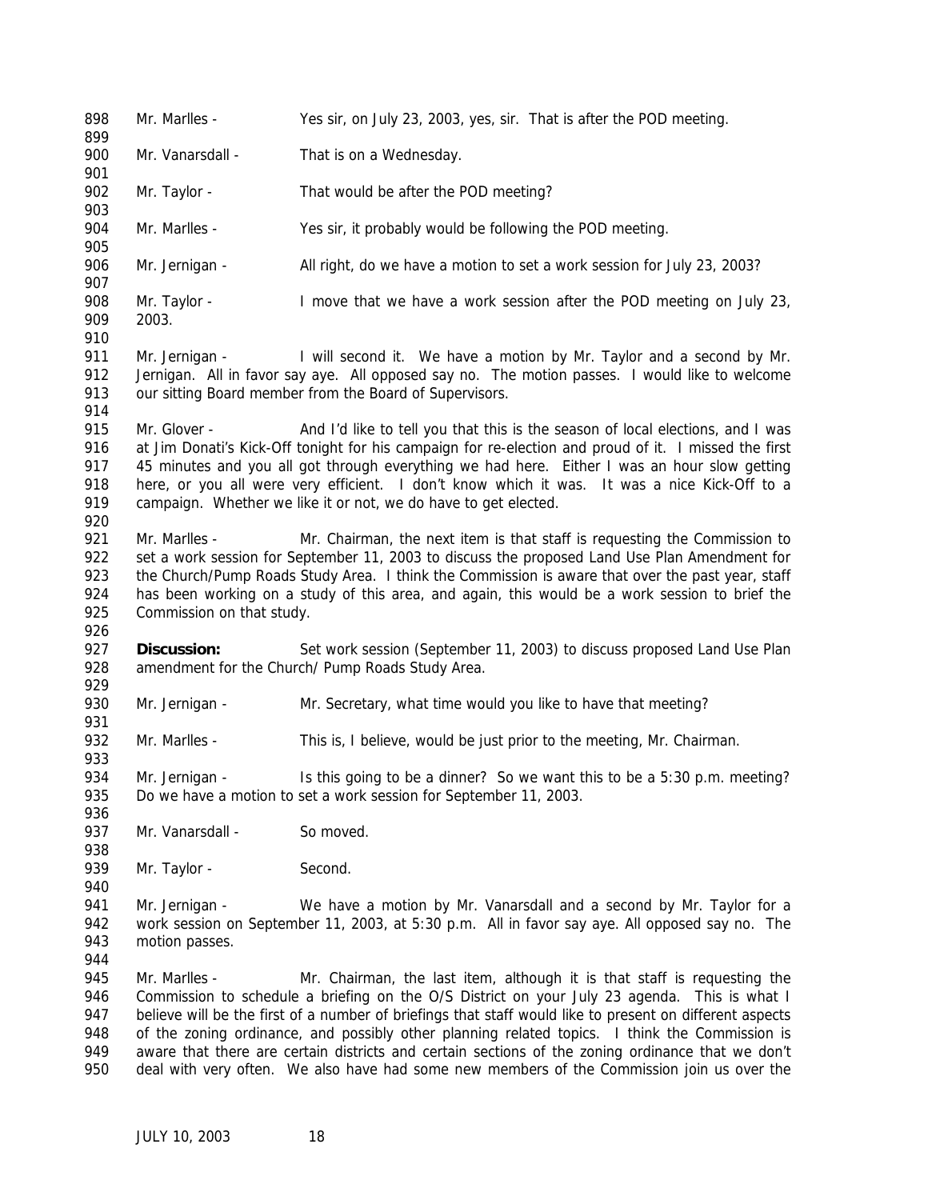Mr. Marlles - Yes sir, on July 23, 2003, yes, sir. That is after the POD meeting.

Mr. Vanarsdall - That is on a Wednesday.

Mr. Taylor - That would be after the POD meeting?

Mr. Marlles - Yes sir, it probably would be following the POD meeting.

Mr. Jernigan - All right, do we have a motion to set a work session for July 23, 2003?

Mr. Taylor - I move that we have a work session after the POD meeting on July 23, 2003.

Mr. Jernigan - I will second it. We have a motion by Mr. Taylor and a second by Mr. Jernigan. All in favor say aye. All opposed say no. The motion passes. I would like to welcome our sitting Board member from the Board of Supervisors.

Mr. Glover - And I'd like to tell you that this is the season of local elections, and I was at Jim Donati's Kick-Off tonight for his campaign for re-election and proud of it. I missed the first 45 minutes and you all got through everything we had here. Either I was an hour slow getting here, or you all were very efficient. I don't know which it was. It was a nice Kick-Off to a campaign. Whether we like it or not, we do have to get elected.

Mr. Marlles - Mr. Chairman, the next item is that staff is requesting the Commission to set a work session for September 11, 2003 to discuss the proposed Land Use Plan Amendment for the Church/Pump Roads Study Area. I think the Commission is aware that over the past year, staff has been working on a study of this area, and again, this would be a work session to brief the Commission on that study.

**Discussion:** Set work session (September 11, 2003) to discuss proposed Land Use Plan amendment for the Church/ Pump Roads Study Area.

Mr. Jernigan - Mr. Secretary, what time would you like to have that meeting?

Mr. Marlles - This is, I believe, would be just prior to the meeting, Mr. Chairman.

Mr. Jernigan - Is this going to be a dinner? So we want this to be a 5:30 p.m. meeting? Do we have a motion to set a work session for September 11, 2003.

Mr. Vanarsdall - So moved.

Mr. Taylor - Second.

Mr. Jernigan - We have a motion by Mr. Vanarsdall and a second by Mr. Taylor for a work session on September 11, 2003, at 5:30 p.m. All in favor say aye. All opposed say no. The motion passes.

Mr. Marlles - Mr. Chairman, the last item, although it is that staff is requesting the Commission to schedule a briefing on the O/S District on your July 23 agenda. This is what I believe will be the first of a number of briefings that staff would like to present on different aspects of the zoning ordinance, and possibly other planning related topics. I think the Commission is aware that there are certain districts and certain sections of the zoning ordinance that we don't deal with very often. We also have had some new members of the Commission join us over the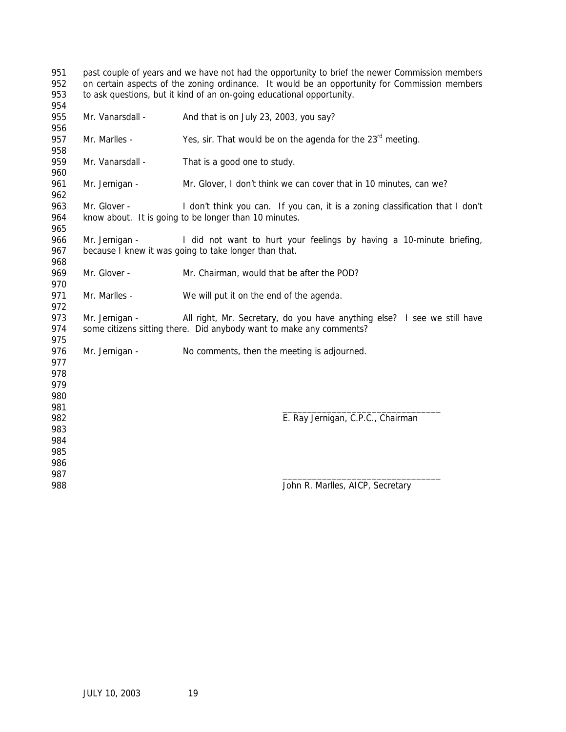past couple of years and we have not had the opportunity to brief the newer Commission members on certain aspects of the zoning ordinance. It would be an opportunity for Commission members to ask questions, but it kind of an on-going educational opportunity.

Mr. Vanarsdall - And that is on July 23, 2003, you say?

Mr. Marlles - Yes, sir. That would be on the agenda for the 23rd meeting.

Mr. Vanarsdall - That is a good one to study.

Mr. Jernigan - Mr. Glover, I don't think we can cover that in 10 minutes, can we?

Mr. Glover - I don't think you can. If you can, it is a zoning classification that I don't know about. It is going to be longer than 10 minutes.

Mr. Jernigan - I did not want to hurt your feelings by having a 10-minute briefing, because I knew it was going to take longer than that.

Mr. Glover - Mr. Chairman, would that be after the POD?

Mr. Marlles - We will put it on the end of the agenda.

Mr. Jernigan - All right, Mr. Secretary, do you have anything else? I see we still have some citizens sitting there. Did anybody want to make any comments?

Mr. Jernigan - No comments, then the meeting is adjourned.

_______________________________
E. Ray Jernigan, C.P.C., Chairman

_______________________________
John R. Marlles, AICP, Secretary